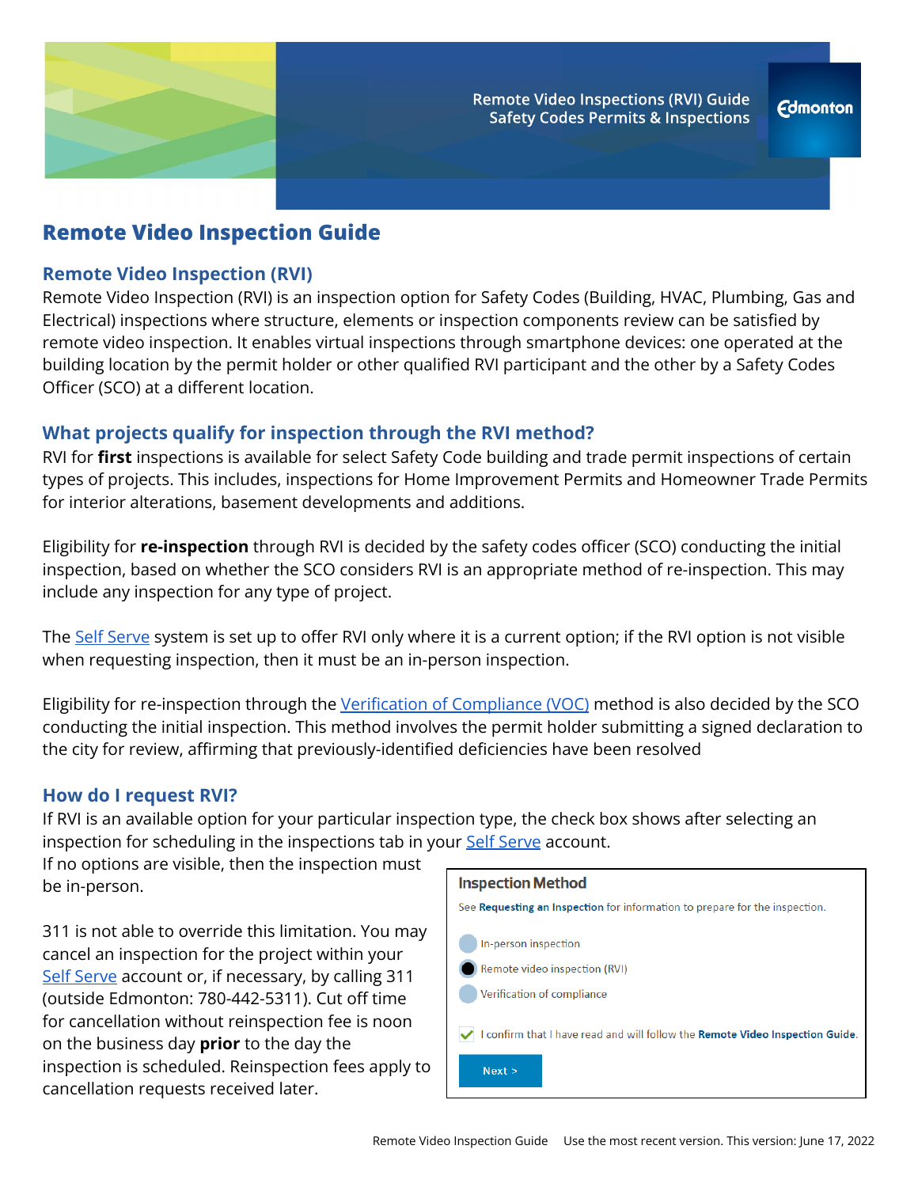# Remote Video Inspection Guide

## Remote Video Inspection (RVI)

Remote Video Inspection (RVI) is an inspection option for Safety Codes (Building, HVAC, Plumbing, Gas and Electrical) inspections where structure, elements or inspection components review can be satisfied by remote video inspection. It enables virtual inspections through smartphone devices: one operated at the building location by the permit holder or other qualified RVI participant and the other by a Safety Codes Officer (SCO) at a different location.

## What projects qualify for inspection through the RVI method?

RVI for **first** inspections is available for select Safety Code building and trade permit inspections of certain types of projects. This includes, inspections for Home Improvement Permits and Homeowner Trade Permits for interior alterations, basement developments and additions.

Eligibility for **re-inspection** through RVI is decided by the safety codes officer (SCO) conducting the initial inspection, based on whether the SCO considers RVI is an appropriate method of re-inspection. This may include any inspection for any type of project.

The Self Serve system is set up to offer RVI only where it is a current option; if the RVI option is not visible when requesting inspection, then it must be an in-person inspection.

Eligibility for re-inspection through the Verification of Compliance (VOC) method is also decided by the SCO conducting the initial inspection. This method involves the permit holder submitting a signed declaration to the city for review, affirming that previously-identified deficiencies have been resolved

## How do I request RVI?

If RVI is an available option for your particular inspection type, the check box shows after selecting an inspection for scheduling in the inspections tab in your Self Serve account.

If no options are visible, then the inspection must be in-person.

311 is not able to override this limitation. You may cancel an inspection for the project within your Self Serve account or, if necessary, by calling 311 (outside Edmonton: 780-442-5311). Cut off time for cancellation without reinspection fee is noon on the business day **prior** to the day the inspection is scheduled. Reinspection fees apply to cancellation requests received later.

**Inspection Method**

See **Requesting an Inspection** for information to prepare for the inspection.

- In-person inspection
- Remote video inspection (RVI)
- Verification of compliance

✓ I confirm that I have read and will follow the **Remote Video Inspection Guide**.

Next >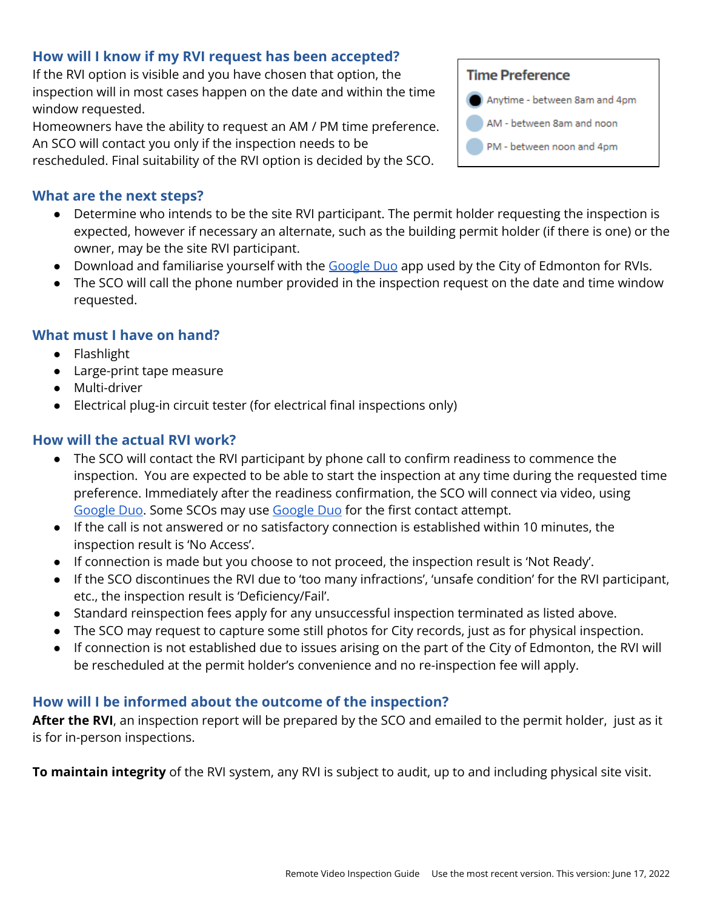## How will I know if my RVI request has been accepted?

If the RVI option is visible and you have chosen that option, the inspection will in most cases happen on the date and within the time window requested.

Homeowners have the ability to request an AM / PM time preference. An SCO will contact you only if the inspection needs to be rescheduled. Final suitability of the RVI option is decided by the SCO.

**Time Preference**

- Anytime - between 8am and 4pm
- AM - between 8am and noon
- PM - between noon and 4pm

## What are the next steps?

- Determine who intends to be the site RVI participant. The permit holder requesting the inspection is expected, however if necessary an alternate, such as the building permit holder (if there is one) or the owner, may be the site RVI participant.
- Download and familiarise yourself with the Google Duo app used by the City of Edmonton for RVIs.
- The SCO will call the phone number provided in the inspection request on the date and time window requested.

## What must I have on hand?

- Flashlight
- Large-print tape measure
- Multi-driver
- Electrical plug-in circuit tester (for electrical final inspections only)

## How will the actual RVI work?

- The SCO will contact the RVI participant by phone call to confirm readiness to commence the inspection. You are expected to be able to start the inspection at any time during the requested time preference. Immediately after the readiness confirmation, the SCO will connect via video, using Google Duo. Some SCOs may use Google Duo for the first contact attempt.
- If the call is not answered or no satisfactory connection is established within 10 minutes, the inspection result is 'No Access'.
- If connection is made but you choose to not proceed, the inspection result is 'Not Ready'.
- If the SCO discontinues the RVI due to 'too many infractions', 'unsafe condition' for the RVI participant, etc., the inspection result is 'Deficiency/Fail'.
- Standard reinspection fees apply for any unsuccessful inspection terminated as listed above.
- The SCO may request to capture some still photos for City records, just as for physical inspection.
- If connection is not established due to issues arising on the part of the City of Edmonton, the RVI will be rescheduled at the permit holder's convenience and no re-inspection fee will apply.

## How will I be informed about the outcome of the inspection?

**After the RVI**, an inspection report will be prepared by the SCO and emailed to the permit holder, just as it is for in-person inspections.

**To maintain integrity** of the RVI system, any RVI is subject to audit, up to and including physical site visit.